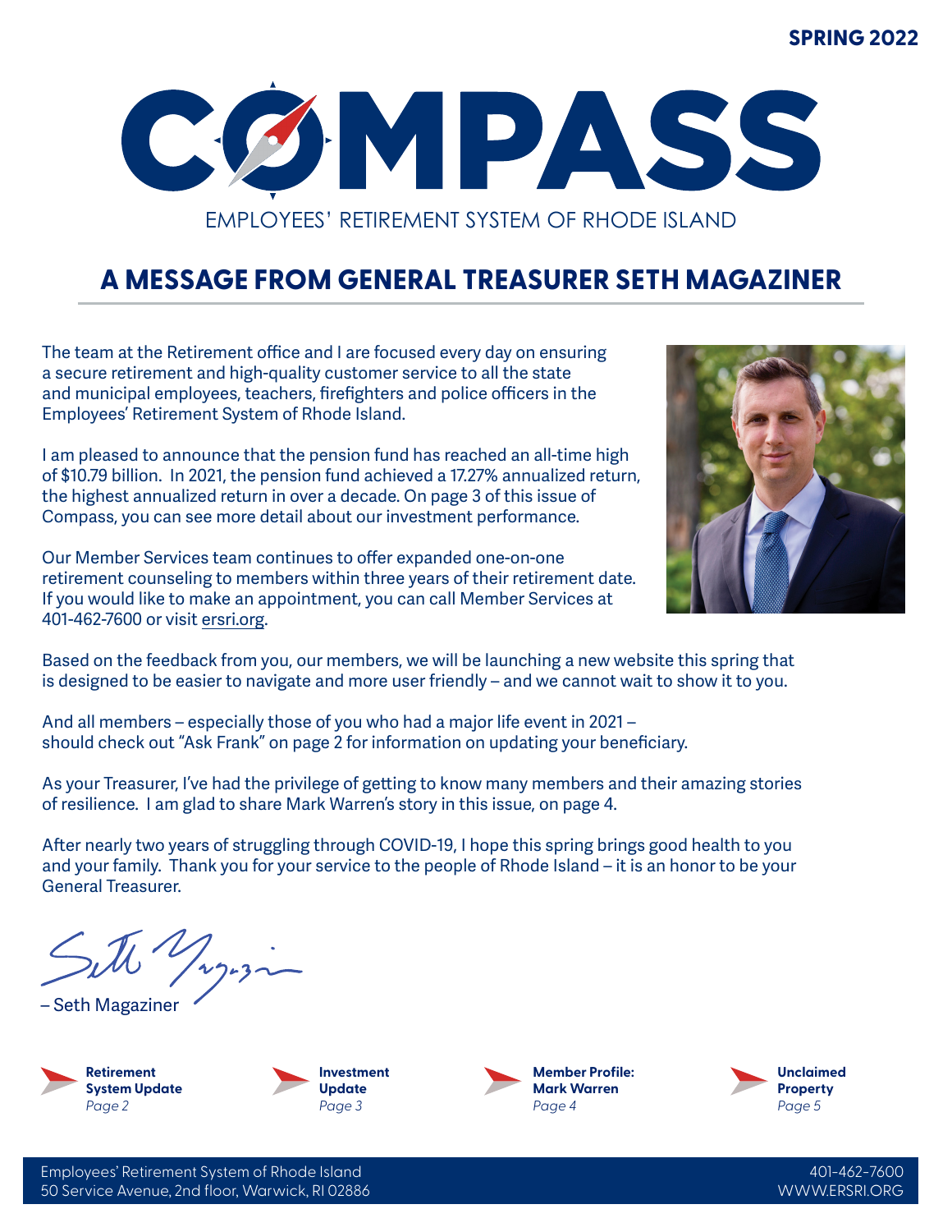SPRING 2022

# COMPASS

EMPLOYEES' RETIREMENT SYSTEM OF RHODE ISLAND

## A MESSAGE FROM GENERAL TREASURER SETH MAGAZINER

The team at the Retirement office and I are focused every day on ensuring a secure retirement and high-quality customer service to all the state and municipal employees, teachers, firefighters and police officers in the Employees' Retirement System of Rhode Island.

I am pleased to announce that the pension fund has reached an all-time high of $10.79 billion. In 2021, the pension fund achieved a 17.27% annualized return, the highest annualized return in over a decade. On page 3 of this issue of Compass, you can see more detail about our investment performance.

Our Member Services team continues to offer expanded one-on-one retirement counseling to members within three years of their retirement date. If you would like to make an appointment, you can call Member Services at 401-462-7600 or visit ersri.org.

Based on the feedback from you, our members, we will be launching a new website this spring that is designed to be easier to navigate and more user friendly – and we cannot wait to show it to you.

And all members – especially those of you who had a major life event in 2021 – should check out "Ask Frank" on page 2 for information on updating your beneficiary.

As your Treasurer, I've had the privilege of getting to know many members and their amazing stories of resilience. I am glad to share Mark Warren's story in this issue, on page 4.

After nearly two years of struggling through COVID-19, I hope this spring brings good health to you and your family. Thank you for your service to the people of Rhode Island – it is an honor to be your General Treasurer.

– Seth Magaziner

**Retirement System Update** *Page 2*

**Investment Update** *Page 3*

**Member Profile: Mark Warren** *Page 4*

**Unclaimed Property** *Page 5*

Employees' Retirement System of Rhode Island
50 Service Avenue, 2nd floor, Warwick, RI 02886

401-462-7600
WWW.ERSRI.ORG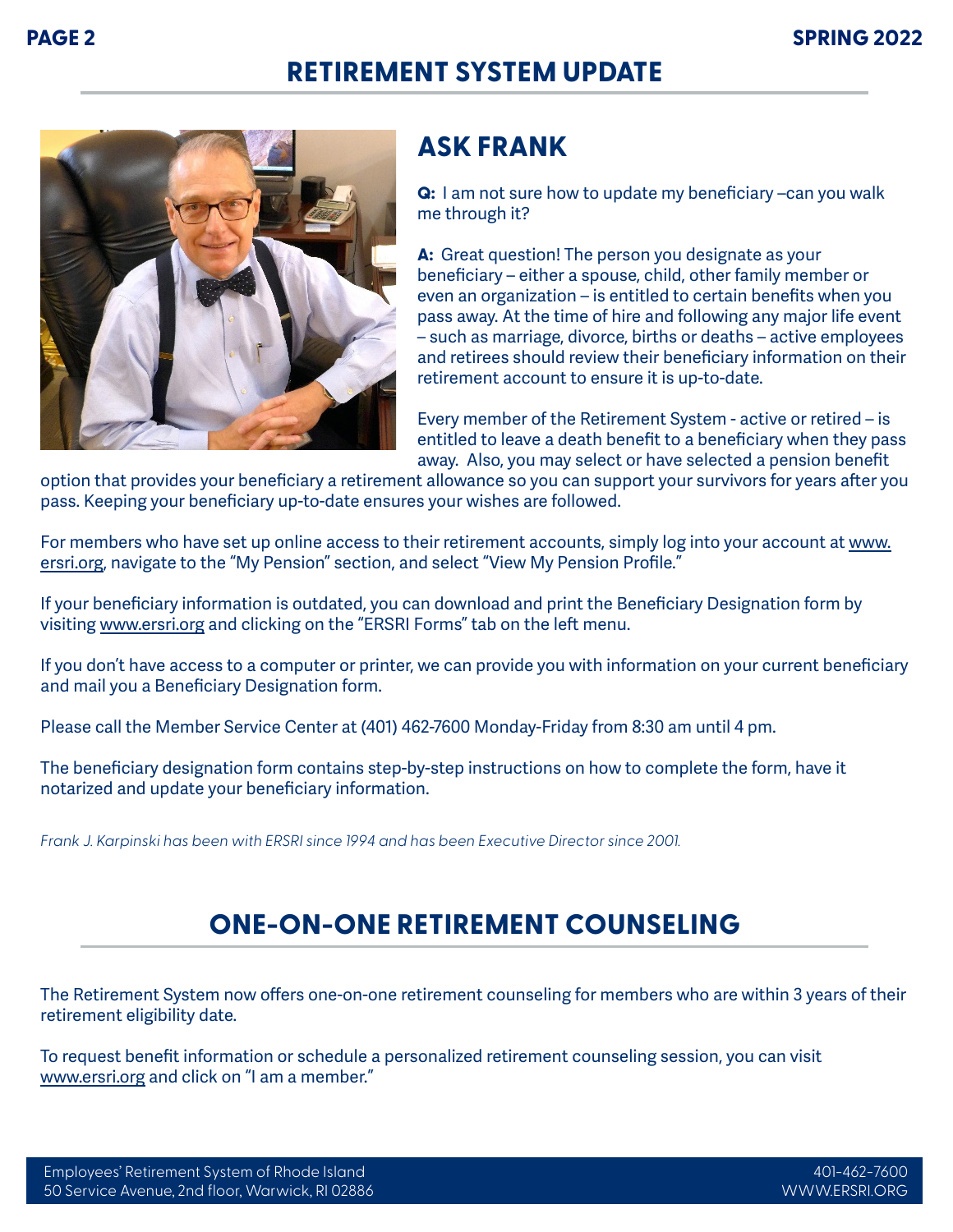# RETIREMENT SYSTEM UPDATE

## ASK FRANK

**Q:** I am not sure how to update my beneficiary –can you walk me through it?

**A:** Great question! The person you designate as your beneficiary – either a spouse, child, other family member or even an organization – is entitled to certain benefits when you pass away. At the time of hire and following any major life event – such as marriage, divorce, births or deaths – active employees and retirees should review their beneficiary information on their retirement account to ensure it is up-to-date.

Every member of the Retirement System - active or retired – is entitled to leave a death benefit to a beneficiary when they pass away. Also, you may select or have selected a pension benefit option that provides your beneficiary a retirement allowance so you can support your survivors for years after you pass. Keeping your beneficiary up-to-date ensures your wishes are followed.

For members who have set up online access to their retirement accounts, simply log into your account at www.ersri.org, navigate to the "My Pension" section, and select "View My Pension Profile."

If your beneficiary information is outdated, you can download and print the Beneficiary Designation form by visiting www.ersri.org and clicking on the "ERSRI Forms" tab on the left menu.

If you don't have access to a computer or printer, we can provide you with information on your current beneficiary and mail you a Beneficiary Designation form.

Please call the Member Service Center at (401) 462-7600 Monday-Friday from 8:30 am until 4 pm.

The beneficiary designation form contains step-by-step instructions on how to complete the form, have it notarized and update your beneficiary information.

*Frank J. Karpinski has been with ERSRI since 1994 and has been Executive Director since 2001.*

# ONE-ON-ONE RETIREMENT COUNSELING

The Retirement System now offers one-on-one retirement counseling for members who are within 3 years of their retirement eligibility date.

To request benefit information or schedule a personalized retirement counseling session, you can visit www.ersri.org and click on "I am a member."

Employees' Retirement System of Rhode Island
50 Service Avenue, 2nd floor, Warwick, RI 02886
401-462-7600
WWW.ERSRI.ORG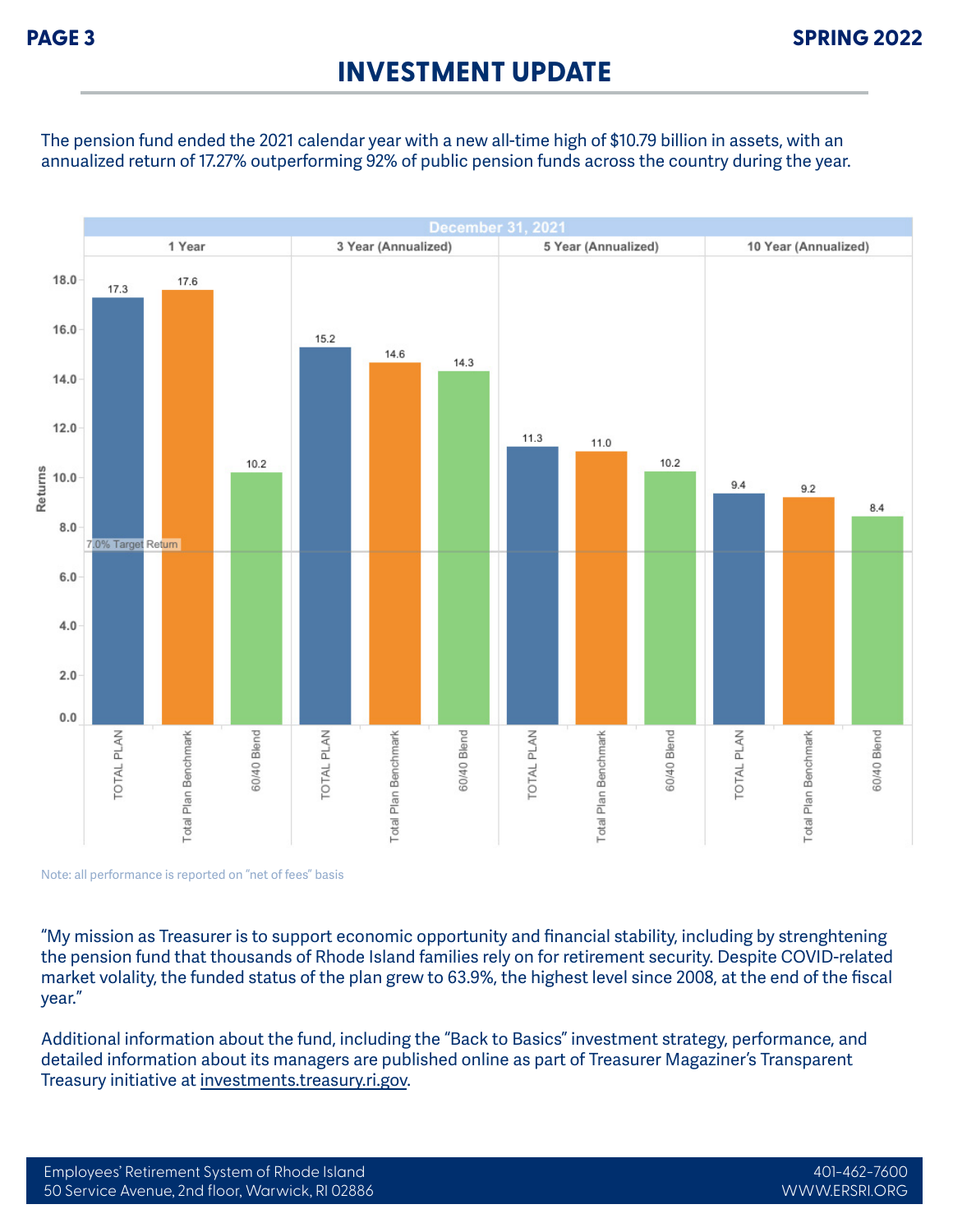# INVESTMENT UPDATE

The pension fund ended the 2021 calendar year with a new all-time high of $10.79 billion in assets, with an annualized return of 17.27% outperforming 92% of public pension funds across the country during the year.

**December 31, 2021**

| | 1 Year | 3 Year (Annualized) | 5 Year (Annualized) | 10 Year (Annualized) |
|---|---|---|---|---|
| TOTAL PLAN | 17.3 | 15.2 | 11.3 | 9.4 |
| Total Plan Benchmark | 17.6 | 14.6 | 11.0 | 9.2 |
| 60/40 Blend | 10.2 | 14.3 | 10.2 | 8.4 |

7.0% Target Return

Note: all performance is reported on "net of fees" basis

"My mission as Treasurer is to support economic opportunity and financial stability, including by strenghtening the pension fund that thousands of Rhode Island families rely on for retirement security. Despite COVID-related market volality, the funded status of the plan grew to 63.9%, the highest level since 2008, at the end of the fiscal year."

Additional information about the fund, including the "Back to Basics" investment strategy, performance, and detailed information about its managers are published online as part of Treasurer Magaziner's Transparent Treasury initiative at investments.treasury.ri.gov.

Employees' Retirement System of Rhode Island
50 Service Avenue, 2nd floor, Warwick, RI 02886

401-462-7600
WWW.ERSRI.ORG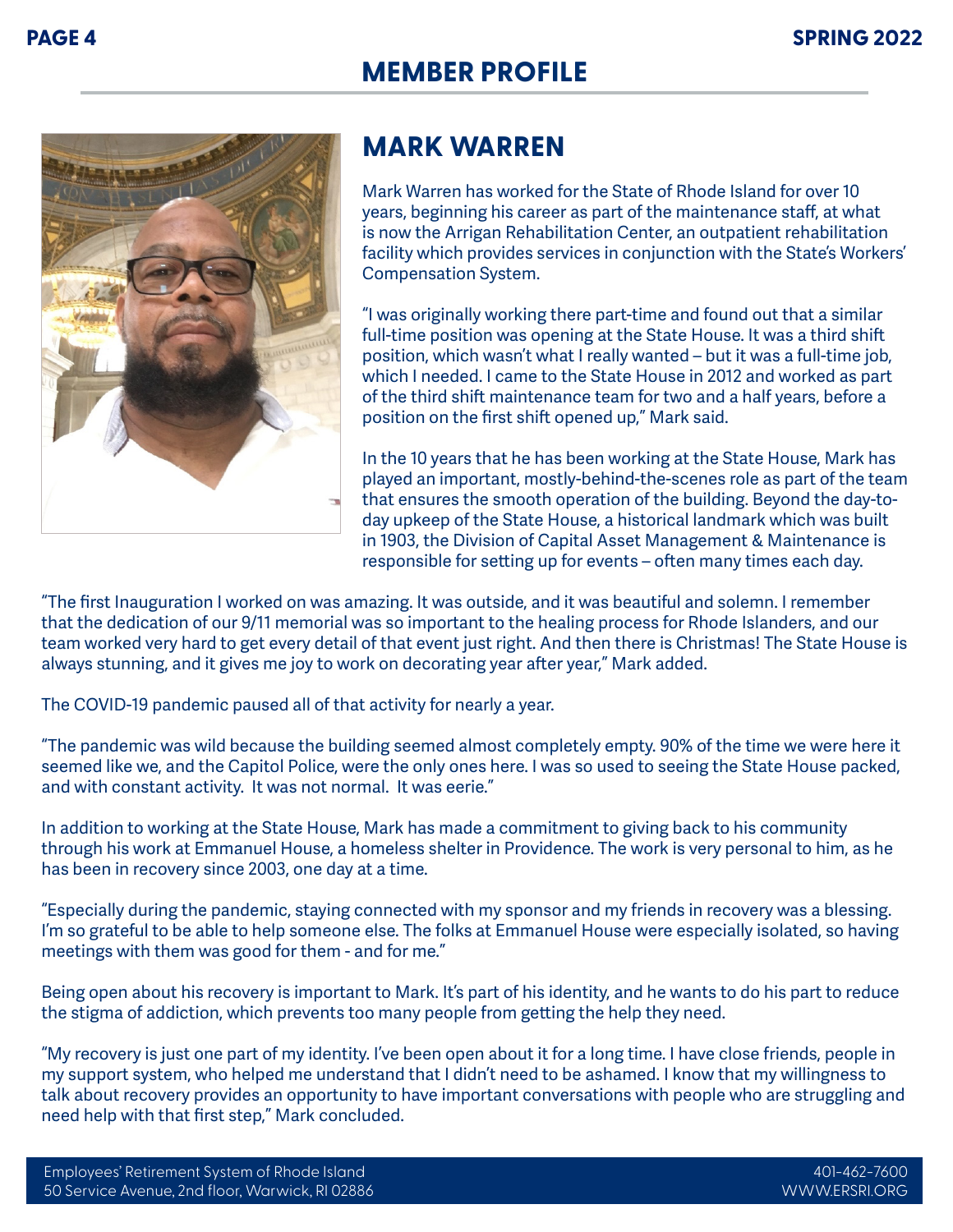# MEMBER PROFILE

## MARK WARREN

Mark Warren has worked for the State of Rhode Island for over 10 years, beginning his career as part of the maintenance staff, at what is now the Arrigan Rehabilitation Center, an outpatient rehabilitation facility which provides services in conjunction with the State's Workers' Compensation System.

"I was originally working there part-time and found out that a similar full-time position was opening at the State House. It was a third shift position, which wasn't what I really wanted – but it was a full-time job, which I needed. I came to the State House in 2012 and worked as part of the third shift maintenance team for two and a half years, before a position on the first shift opened up," Mark said.

In the 10 years that he has been working at the State House, Mark has played an important, mostly-behind-the-scenes role as part of the team that ensures the smooth operation of the building. Beyond the day-to-day upkeep of the State House, a historical landmark which was built in 1903, the Division of Capital Asset Management & Maintenance is responsible for setting up for events – often many times each day.

"The first Inauguration I worked on was amazing. It was outside, and it was beautiful and solemn. I remember that the dedication of our 9/11 memorial was so important to the healing process for Rhode Islanders, and our team worked very hard to get every detail of that event just right. And then there is Christmas! The State House is always stunning, and it gives me joy to work on decorating year after year," Mark added.

The COVID-19 pandemic paused all of that activity for nearly a year.

"The pandemic was wild because the building seemed almost completely empty. 90% of the time we were here it seemed like we, and the Capitol Police, were the only ones here. I was so used to seeing the State House packed, and with constant activity. It was not normal. It was eerie."

In addition to working at the State House, Mark has made a commitment to giving back to his community through his work at Emmanuel House, a homeless shelter in Providence. The work is very personal to him, as he has been in recovery since 2003, one day at a time.

"Especially during the pandemic, staying connected with my sponsor and my friends in recovery was a blessing. I'm so grateful to be able to help someone else. The folks at Emmanuel House were especially isolated, so having meetings with them was good for them - and for me."

Being open about his recovery is important to Mark. It's part of his identity, and he wants to do his part to reduce the stigma of addiction, which prevents too many people from getting the help they need.

"My recovery is just one part of my identity. I've been open about it for a long time. I have close friends, people in my support system, who helped me understand that I didn't need to be ashamed. I know that my willingness to talk about recovery provides an opportunity to have important conversations with people who are struggling and need help with that first step," Mark concluded.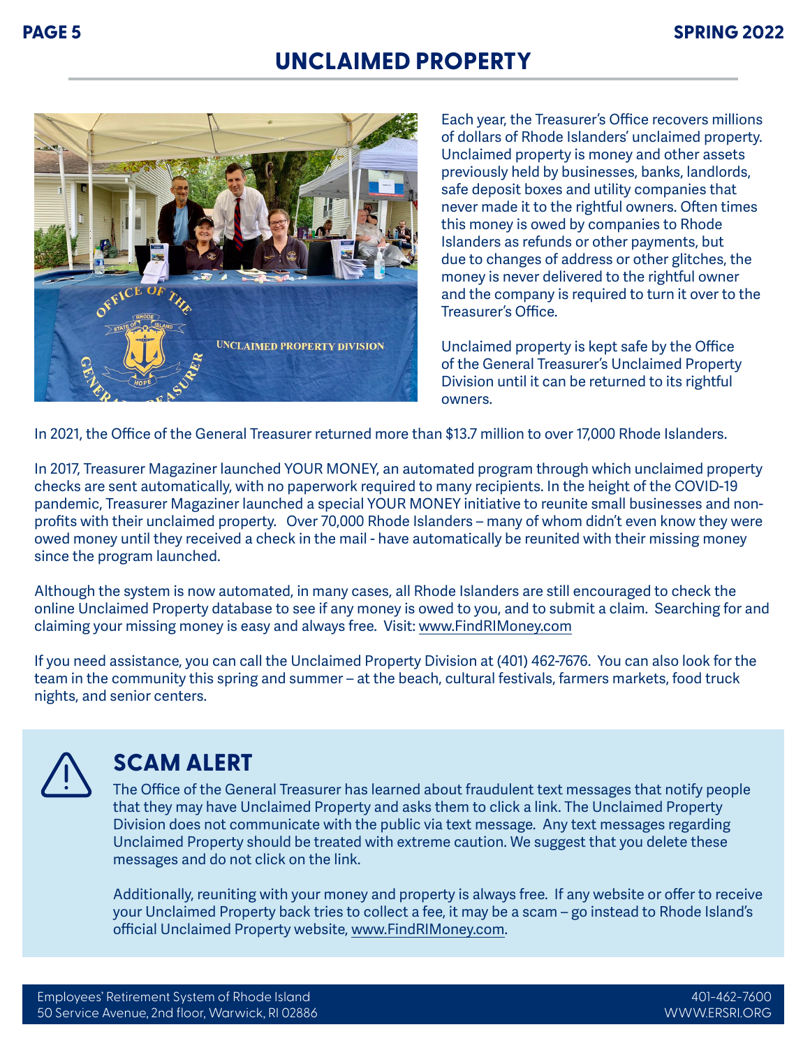# UNCLAIMED PROPERTY

Each year, the Treasurer's Office recovers millions of dollars of Rhode Islanders' unclaimed property. Unclaimed property is money and other assets previously held by businesses, banks, landlords, safe deposit boxes and utility companies that never made it to the rightful owners. Often times this money is owed by companies to Rhode Islanders as refunds or other payments, but due to changes of address or other glitches, the money is never delivered to the rightful owner and the company is required to turn it over to the Treasurer's Office.

Unclaimed property is kept safe by the Office of the General Treasurer's Unclaimed Property Division until it can be returned to its rightful owners.

In 2021, the Office of the General Treasurer returned more than $13.7 million to over 17,000 Rhode Islanders.

In 2017, Treasurer Magaziner launched YOUR MONEY, an automated program through which unclaimed property checks are sent automatically, with no paperwork required to many recipients. In the height of the COVID-19 pandemic, Treasurer Magaziner launched a special YOUR MONEY initiative to reunite small businesses and non-profits with their unclaimed property. Over 70,000 Rhode Islanders – many of whom didn't even know they were owed money until they received a check in the mail - have automatically be reunited with their missing money since the program launched.

Although the system is now automated, in many cases, all Rhode Islanders are still encouraged to check the online Unclaimed Property database to see if any money is owed to you, and to submit a claim. Searching for and claiming your missing money is easy and always free. Visit: www.FindRIMoney.com

If you need assistance, you can call the Unclaimed Property Division at (401) 462-7676. You can also look for the team in the community this spring and summer – at the beach, cultural festivals, farmers markets, food truck nights, and senior centers.

## SCAM ALERT

The Office of the General Treasurer has learned about fraudulent text messages that notify people that they may have Unclaimed Property and asks them to click a link. The Unclaimed Property Division does not communicate with the public via text message. Any text messages regarding Unclaimed Property should be treated with extreme caution. We suggest that you delete these messages and do not click on the link.

Additionally, reuniting with your money and property is always free. If any website or offer to receive your Unclaimed Property back tries to collect a fee, it may be a scam – go instead to Rhode Island's official Unclaimed Property website, www.FindRIMoney.com.

Employees' Retirement System of Rhode Island
50 Service Avenue, 2nd floor, Warwick, RI 02886
401-462-7600
WWW.ERSRI.ORG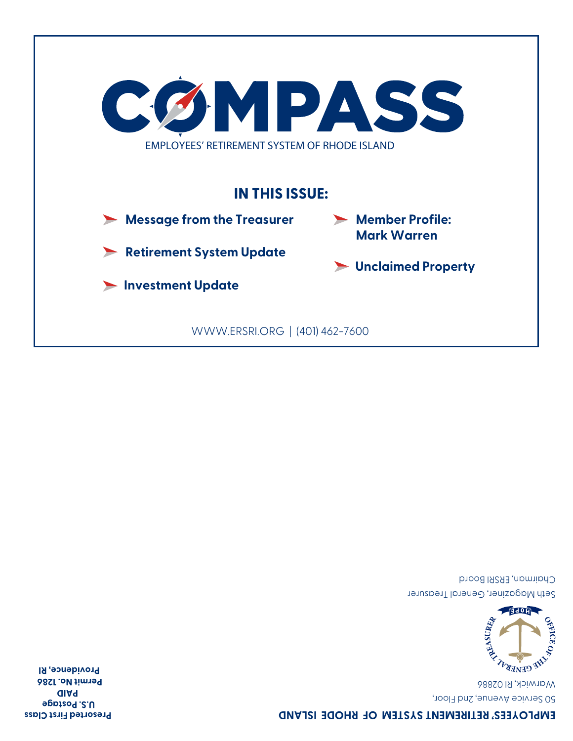# COMPASS

EMPLOYEES' RETIREMENT SYSTEM OF RHODE ISLAND

## IN THIS ISSUE:

- **Message from the Treasurer**
- **Retirement System Update**
- **Investment Update**
- **Member Profile: Mark Warren**
- **Unclaimed Property**

WWW.ERSRI.ORG | (401) 462-7600

Chairman, ERSRI Board

Seth Magaziner, General Treasurer

OFFICE OF THE GENERAL TREASURER

HOPE

Warwick, RI 02886

50 Service Avenue, 2nd Floor,

**EMPLOYEES' RETIREMENT SYSTEM OF RHODE ISLAND**

**Presorted First Class**
**U.S. Postage**
**PAID**
**Permit No. 1286**
**Providence, RI**